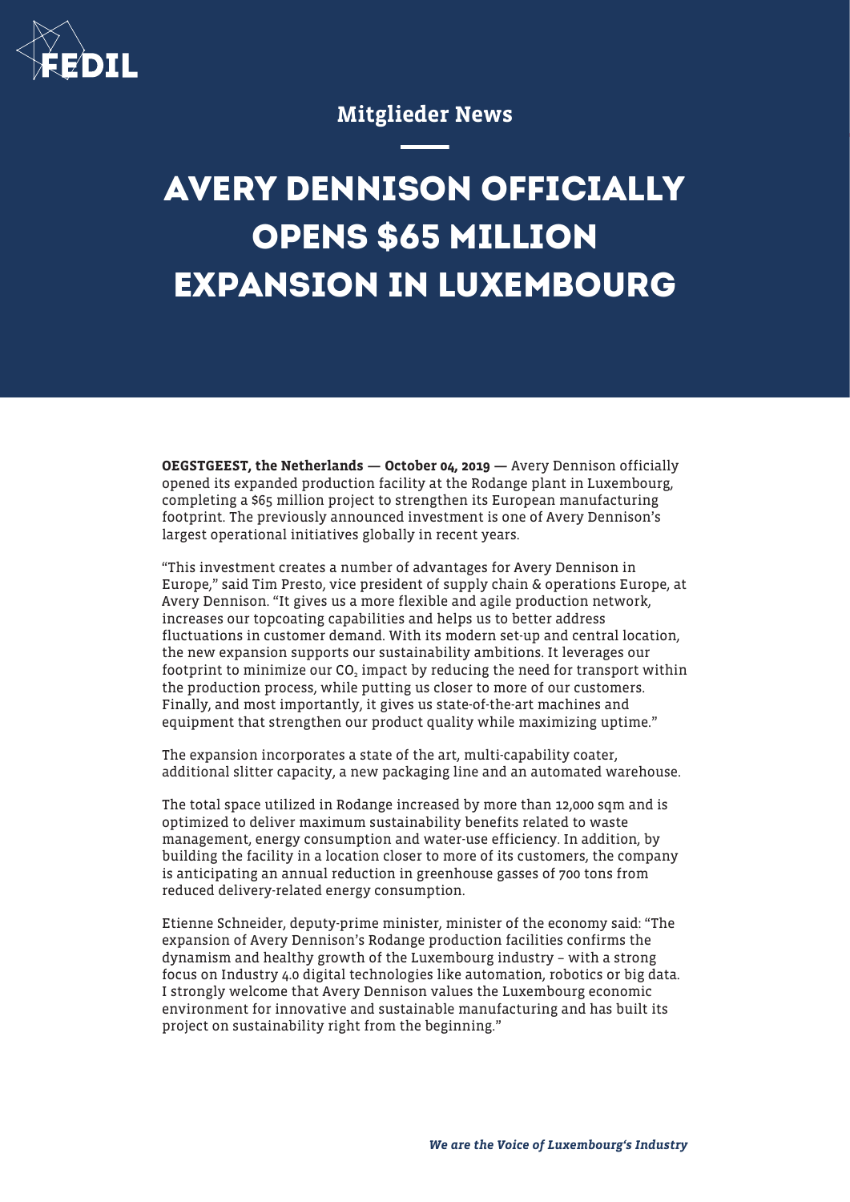Mitglieder News

# AVERY DENNISON OFFICIALLY OPENS $65 MILLION EXPANSION IN LUXEMBOURG

**OEGSTGEEST, the Netherlands — October 04, 2019 —** Avery Dennison officially opened its expanded production facility at the Rodange plant in Luxembourg, completing a $65 million project to strengthen its European manufacturing footprint. The previously announced investment is one of Avery Dennison's largest operational initiatives globally in recent years.

"This investment creates a number of advantages for Avery Dennison in Europe," said Tim Presto, vice president of supply chain & operations Europe, at Avery Dennison. "It gives us a more flexible and agile production network, increases our topcoating capabilities and helps us to better address fluctuations in customer demand. With its modern set-up and central location, the new expansion supports our sustainability ambitions. It leverages our footprint to minimize our $CO_2$ impact by reducing the need for transport within the production process, while putting us closer to more of our customers. Finally, and most importantly, it gives us state-of-the-art machines and equipment that strengthen our product quality while maximizing uptime."

The expansion incorporates a state of the art, multi-capability coater, additional slitter capacity, a new packaging line and an automated warehouse.

The total space utilized in Rodange increased by more than 12,000 sqm and is optimized to deliver maximum sustainability benefits related to waste management, energy consumption and water-use efficiency. In addition, by building the facility in a location closer to more of its customers, the company is anticipating an annual reduction in greenhouse gasses of 700 tons from reduced delivery-related energy consumption.

Etienne Schneider, deputy-prime minister, minister of the economy said: "The expansion of Avery Dennison's Rodange production facilities confirms the dynamism and healthy growth of the Luxembourg industry – with a strong focus on Industry 4.0 digital technologies like automation, robotics or big data. I strongly welcome that Avery Dennison values the Luxembourg economic environment for innovative and sustainable manufacturing and has built its project on sustainability right from the beginning."